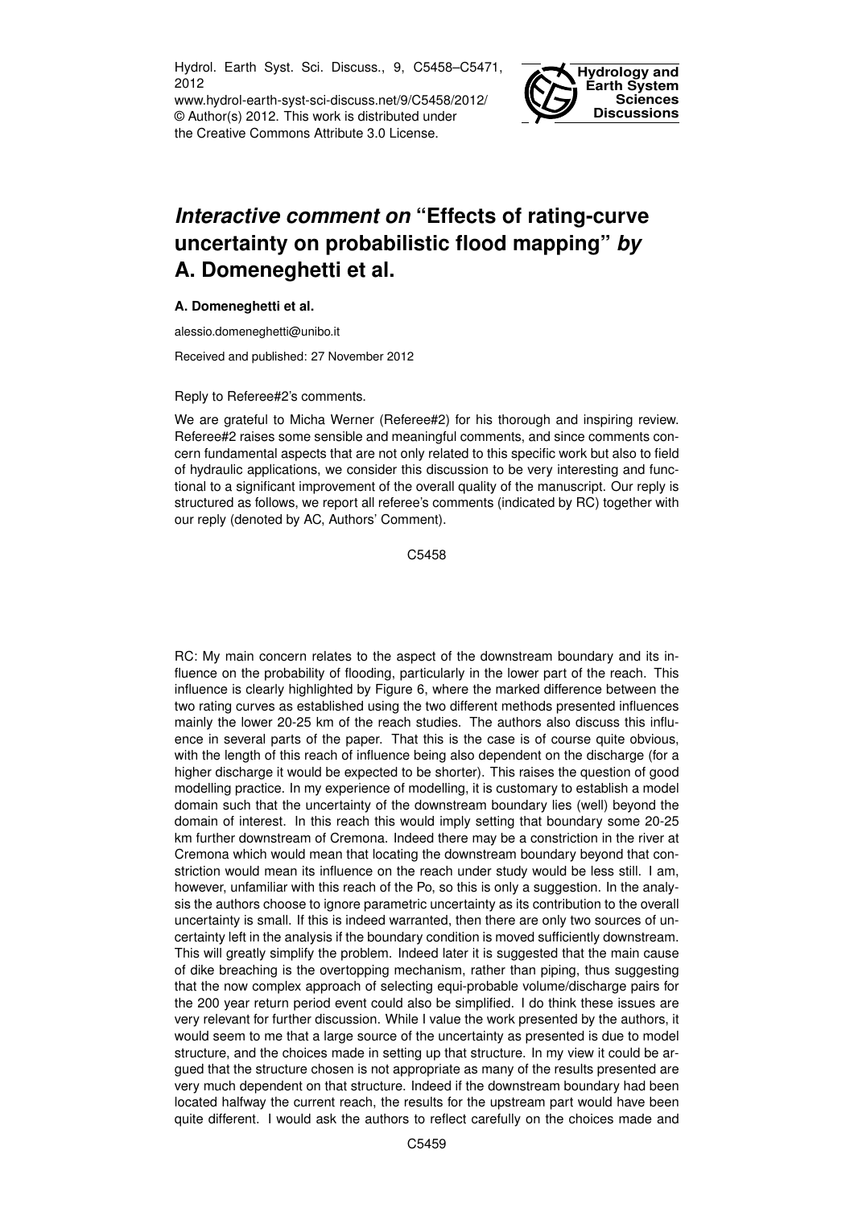# *Interactive comment on* "Effects of rating-curve uncertainty on probabilistic flood mapping" *by* A. Domeneghetti et al.

**A. Domeneghetti et al.**

alessio.domeneghetti@unibo.it

Received and published: 27 November 2012

Reply to Referee#2's comments.

We are grateful to Micha Werner (Referee#2) for his thorough and inspiring review. Referee#2 raises some sensible and meaningful comments, and since comments concern fundamental aspects that are not only related to this specific work but also to field of hydraulic applications, we consider this discussion to be very interesting and functional to a significant improvement of the overall quality of the manuscript. Our reply is structured as follows, we report all referee's comments (indicated by RC) together with our reply (denoted by AC, Authors' Comment).

RC: My main concern relates to the aspect of the downstream boundary and its influence on the probability of flooding, particularly in the lower part of the reach. This influence is clearly highlighted by Figure 6, where the marked difference between the two rating curves as established using the two different methods presented influences mainly the lower 20-25 km of the reach studies. The authors also discuss this influence in several parts of the paper. That this is the case is of course quite obvious, with the length of this reach of influence being also dependent on the discharge (for a higher discharge it would be expected to be shorter). This raises the question of good modelling practice. In my experience of modelling, it is customary to establish a model domain such that the uncertainty of the downstream boundary lies (well) beyond the domain of interest. In this reach this would imply setting that boundary some 20-25 km further downstream of Cremona. Indeed there may be a constriction in the river at Cremona which would mean that locating the downstream boundary beyond that constriction would mean its influence on the reach under study would be less still. I am, however, unfamiliar with this reach of the Po, so this is only a suggestion. In the analysis the authors choose to ignore parametric uncertainty as its contribution to the overall uncertainty is small. If this is indeed warranted, then there are only two sources of uncertainty left in the analysis if the boundary condition is moved sufficiently downstream. This will greatly simplify the problem. Indeed later it is suggested that the main cause of dike breaching is the overtopping mechanism, rather than piping, thus suggesting that the now complex approach of selecting equi-probable volume/discharge pairs for the 200 year return period event could also be simplified. I do think these issues are very relevant for further discussion. While I value the work presented by the authors, it would seem to me that a large source of the uncertainty as presented is due to model structure, and the choices made in setting up that structure. In my view it could be argued that the structure chosen is not appropriate as many of the results presented are very much dependent on that structure. Indeed if the downstream boundary had been located halfway the current reach, the results for the upstream part would have been quite different. I would ask the authors to reflect carefully on the choices made and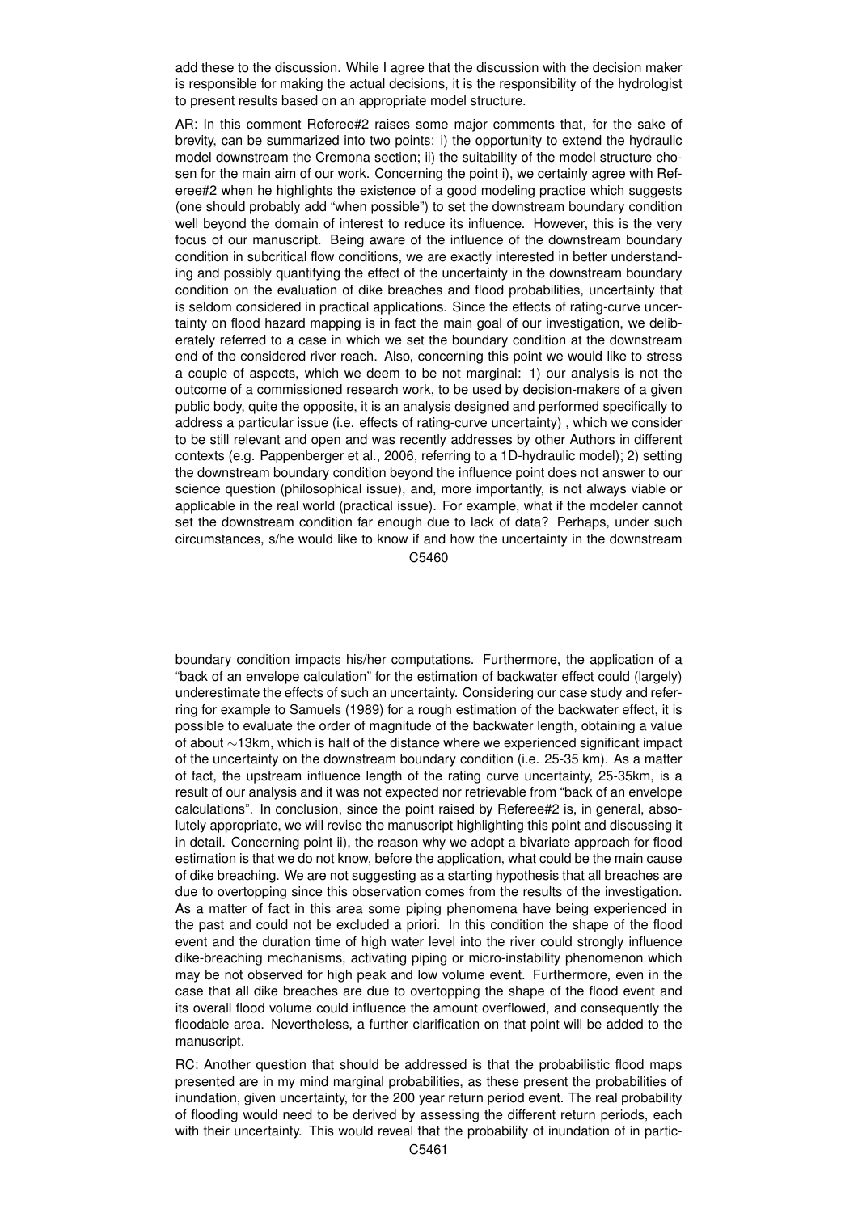add these to the discussion. While I agree that the discussion with the decision maker is responsible for making the actual decisions, it is the responsibility of the hydrologist to present results based on an appropriate model structure.

AR: In this comment Referee#2 raises some major comments that, for the sake of brevity, can be summarized into two points: i) the opportunity to extend the hydraulic model downstream the Cremona section; ii) the suitability of the model structure chosen for the main aim of our work. Concerning the point i), we certainly agree with Referee#2 when he highlights the existence of a good modeling practice which suggests (one should probably add "when possible") to set the downstream boundary condition well beyond the domain of interest to reduce its influence. However, this is the very focus of our manuscript. Being aware of the influence of the downstream boundary condition in subcritical flow conditions, we are exactly interested in better understanding and possibly quantifying the effect of the uncertainty in the downstream boundary condition on the evaluation of dike breaches and flood probabilities, uncertainty that is seldom considered in practical applications. Since the effects of rating-curve uncertainty on flood hazard mapping is in fact the main goal of our investigation, we deliberately referred to a case in which we set the boundary condition at the downstream end of the considered river reach. Also, concerning this point we would like to stress a couple of aspects, which we deem to be not marginal: 1) our analysis is not the outcome of a commissioned research work, to be used by decision-makers of a given public body, quite the opposite, it is an analysis designed and performed specifically to address a particular issue (i.e. effects of rating-curve uncertainty) , which we consider to be still relevant and open and was recently addresses by other Authors in different contexts (e.g. Pappenberger et al., 2006, referring to a 1D-hydraulic model); 2) setting the downstream boundary condition beyond the influence point does not answer to our science question (philosophical issue), and, more importantly, is not always viable or applicable in the real world (practical issue). For example, what if the modeler cannot set the downstream condition far enough due to lack of data? Perhaps, under such circumstances, s/he would like to know if and how the uncertainty in the downstream boundary condition impacts his/her computations. Furthermore, the application of a "back of an envelope calculation" for the estimation of backwater effect could (largely) underestimate the effects of such an uncertainty. Considering our case study and referring for example to Samuels (1989) for a rough estimation of the backwater effect, it is possible to evaluate the order of magnitude of the backwater length, obtaining a value of about ~13km, which is half of the distance where we experienced significant impact of the uncertainty on the downstream boundary condition (i.e. 25-35 km). As a matter of fact, the upstream influence length of the rating curve uncertainty, 25-35km, is a result of our analysis and it was not expected nor retrievable from "back of an envelope calculations". In conclusion, since the point raised by Referee#2 is, in general, absolutely appropriate, we will revise the manuscript highlighting this point and discussing it in detail. Concerning point ii), the reason why we adopt a bivariate approach for flood estimation is that we do not know, before the application, what could be the main cause of dike breaching. We are not suggesting as a starting hypothesis that all breaches are due to overtopping since this observation comes from the results of the investigation. As a matter of fact in this area some piping phenomena have being experienced in the past and could not be excluded a priori. In this condition the shape of the flood event and the duration time of high water level into the river could strongly influence dike-breaching mechanisms, activating piping or micro-instability phenomenon which may be not observed for high peak and low volume event. Furthermore, even in the case that all dike breaches are due to overtopping the shape of the flood event and its overall flood volume could influence the amount overflowed, and consequently the floodable area. Nevertheless, a further clarification on that point will be added to the manuscript.

RC: Another question that should be addressed is that the probabilistic flood maps presented are in my mind marginal probabilities, as these present the probabilities of inundation, given uncertainty, for the 200 year return period event. The real probability of flooding would need to be derived by assessing the different return periods, each with their uncertainty. This would reveal that the probability of inundation of in partic-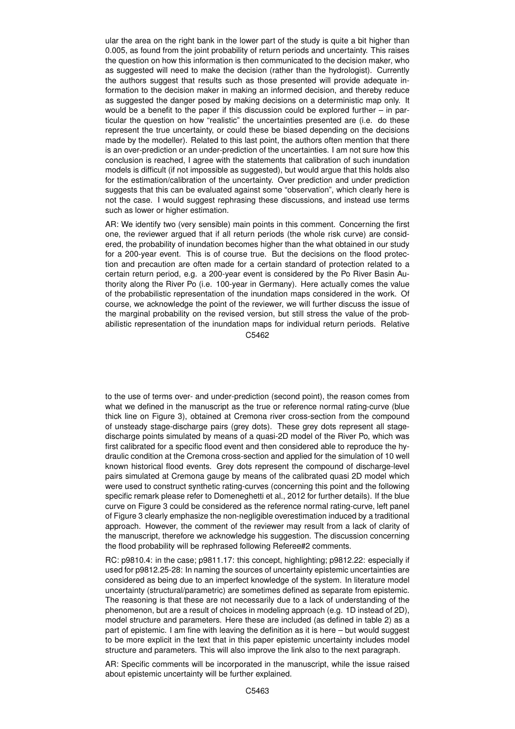ular the area on the right bank in the lower part of the study is quite a bit higher than 0.005, as found from the joint probability of return periods and uncertainty. This raises the question on how this information is then communicated to the decision maker, who as suggested will need to make the decision (rather than the hydrologist). Currently the authors suggest that results such as those presented will provide adequate information to the decision maker in making an informed decision, and thereby reduce as suggested the danger posed by making decisions on a deterministic map only. It would be a benefit to the paper if this discussion could be explored further – in particular the question on how "realistic" the uncertainties presented are (i.e. do these represent the true uncertainty, or could these be biased depending on the decisions made by the modeller). Related to this last point, the authors often mention that there is an over-prediction or an under-prediction of the uncertainties. I am not sure how this conclusion is reached, I agree with the statements that calibration of such inundation models is difficult (if not impossible as suggested), but would argue that this holds also for the estimation/calibration of the uncertainty. Over prediction and under prediction suggests that this can be evaluated against some "observation", which clearly here is not the case. I would suggest rephrasing these discussions, and instead use terms such as lower or higher estimation.

AR: We identify two (very sensible) main points in this comment. Concerning the first one, the reviewer argued that if all return periods (the whole risk curve) are considered, the probability of inundation becomes higher than the what obtained in our study for a 200-year event. This is of course true. But the decisions on the flood protection and precaution are often made for a certain standard of protection related to a certain return period, e.g. a 200-year event is considered by the Po River Basin Authority along the River Po (i.e. 100-year in Germany). Here actually comes the value of the probabilistic representation of the inundation maps considered in the work. Of course, we acknowledge the point of the reviewer, we will further discuss the issue of the marginal probability on the revised version, but still stress the value of the probabilistic representation of the inundation maps for individual return periods. Relative to the use of terms over- and under-prediction (second point), the reason comes from what we defined in the manuscript as the true or reference normal rating-curve (blue thick line on Figure 3), obtained at Cremona river cross-section from the compound of unsteady stage-discharge pairs (grey dots). These grey dots represent all stage-discharge points simulated by means of a quasi-2D model of the River Po, which was first calibrated for a specific flood event and then considered able to reproduce the hydraulic condition at the Cremona cross-section and applied for the simulation of 10 well known historical flood events. Grey dots represent the compound of discharge-level pairs simulated at Cremona gauge by means of the calibrated quasi 2D model which were used to construct synthetic rating-curves (concerning this point and the following specific remark please refer to Domeneghetti et al., 2012 for further details). If the blue curve on Figure 3 could be considered as the reference normal rating-curve, left panel of Figure 3 clearly emphasize the non-negligible overestimation induced by a traditional approach. However, the comment of the reviewer may result from a lack of clarity of the manuscript, therefore we acknowledge his suggestion. The discussion concerning the flood probability will be rephrased following Referee#2 comments.

RC: p9810.4: in the case; p9811.17: this concept, highlighting; p9812.22: especially if used for p9812.25-28: In naming the sources of uncertainty epistemic uncertainties are considered as being due to an imperfect knowledge of the system. In literature model uncertainty (structural/parametric) are sometimes defined as separate from epistemic. The reasoning is that these are not necessarily due to a lack of understanding of the phenomenon, but are a result of choices in modeling approach (e.g. 1D instead of 2D), model structure and parameters. Here these are included (as defined in table 2) as a part of epistemic. I am fine with leaving the definition as it is here – but would suggest to be more explicit in the text that in this paper epistemic uncertainty includes model structure and parameters. This will also improve the link also to the next paragraph.

AR: Specific comments will be incorporated in the manuscript, while the issue raised about epistemic uncertainty will be further explained.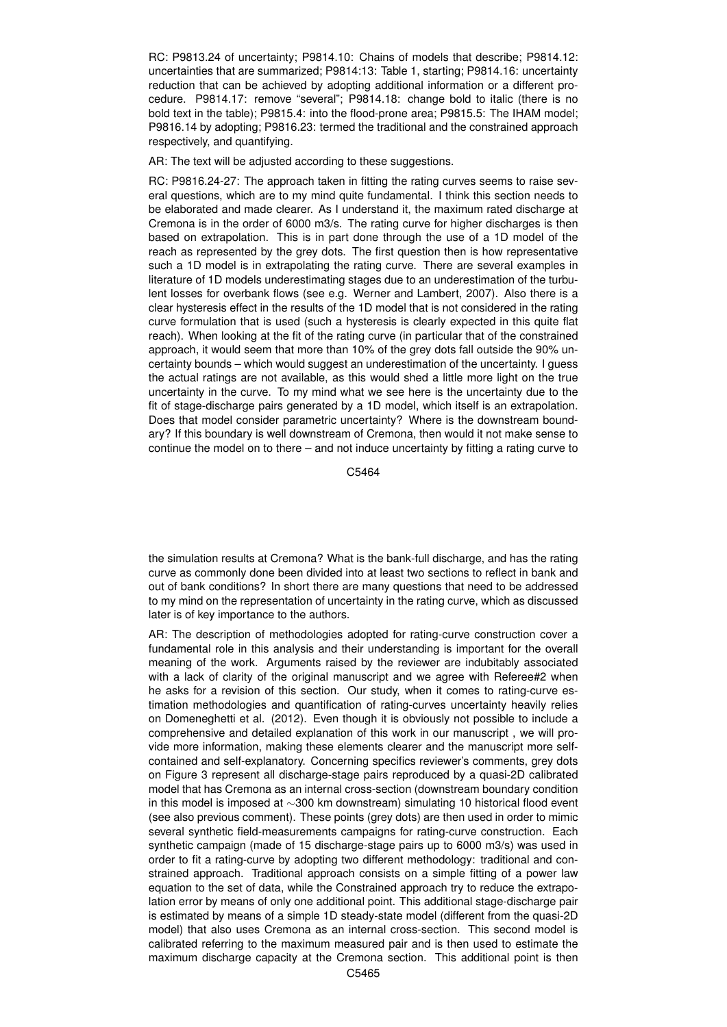RC: P9813.24 of uncertainty; P9814.10: Chains of models that describe; P9814.12: uncertainties that are summarized; P9814:13: Table 1, starting; P9814.16: uncertainty reduction that can be achieved by adopting additional information or a different procedure. P9814.17: remove "several"; P9814.18: change bold to italic (there is no bold text in the table); P9815.4: into the flood-prone area; P9815.5: The IHAM model; P9816.14 by adopting; P9816.23: termed the traditional and the constrained approach respectively, and quantifying.

AR: The text will be adjusted according to these suggestions.

RC: P9816.24-27: The approach taken in fitting the rating curves seems to raise several questions, which are to my mind quite fundamental. I think this section needs to be elaborated and made clearer. As I understand it, the maximum rated discharge at Cremona is in the order of 6000 m3/s. The rating curve for higher discharges is then based on extrapolation. This is in part done through the use of a 1D model of the reach as represented by the grey dots. The first question then is how representative such a 1D model is in extrapolating the rating curve. There are several examples in literature of 1D models underestimating stages due to an underestimation of the turbulent losses for overbank flows (see e.g. Werner and Lambert, 2007). Also there is a clear hysteresis effect in the results of the 1D model that is not considered in the rating curve formulation that is used (such a hysteresis is clearly expected in this quite flat reach). When looking at the fit of the rating curve (in particular that of the constrained approach, it would seem that more than 10% of the grey dots fall outside the 90% uncertainty bounds – which would suggest an underestimation of the uncertainty. I guess the actual ratings are not available, as this would shed a little more light on the true uncertainty in the curve. To my mind what we see here is the uncertainty due to the fit of stage-discharge pairs generated by a 1D model, which itself is an extrapolation. Does that model consider parametric uncertainty? Where is the downstream boundary? If this boundary is well downstream of Cremona, then would it not make sense to continue the model on to there – and not induce uncertainty by fitting a rating curve to the simulation results at Cremona? What is the bank-full discharge, and has the rating curve as commonly done been divided into at least two sections to reflect in bank and out of bank conditions? In short there are many questions that need to be addressed to my mind on the representation of uncertainty in the rating curve, which as discussed later is of key importance to the authors.

AR: The description of methodologies adopted for rating-curve construction cover a fundamental role in this analysis and their understanding is important for the overall meaning of the work. Arguments raised by the reviewer are indubitably associated with a lack of clarity of the original manuscript and we agree with Referee#2 when he asks for a revision of this section. Our study, when it comes to rating-curve estimation methodologies and quantification of rating-curves uncertainty heavily relies on Domeneghetti et al. (2012). Even though it is obviously not possible to include a comprehensive and detailed explanation of this work in our manuscript , we will provide more information, making these elements clearer and the manuscript more self-contained and self-explanatory. Concerning specifics reviewer's comments, grey dots on Figure 3 represent all discharge-stage pairs reproduced by a quasi-2D calibrated model that has Cremona as an internal cross-section (downstream boundary condition in this model is imposed at ∼300 km downstream) simulating 10 historical flood event (see also previous comment). These points (grey dots) are then used in order to mimic several synthetic field-measurements campaigns for rating-curve construction. Each synthetic campaign (made of 15 discharge-stage pairs up to 6000 m3/s) was used in order to fit a rating-curve by adopting two different methodology: traditional and constrained approach. Traditional approach consists on a simple fitting of a power law equation to the set of data, while the Constrained approach try to reduce the extrapolation error by means of only one additional point. This additional stage-discharge pair is estimated by means of a simple 1D steady-state model (different from the quasi-2D model) that also uses Cremona as an internal cross-section. This second model is calibrated referring to the maximum measured pair and is then used to estimate the maximum discharge capacity at the Cremona section. This additional point is then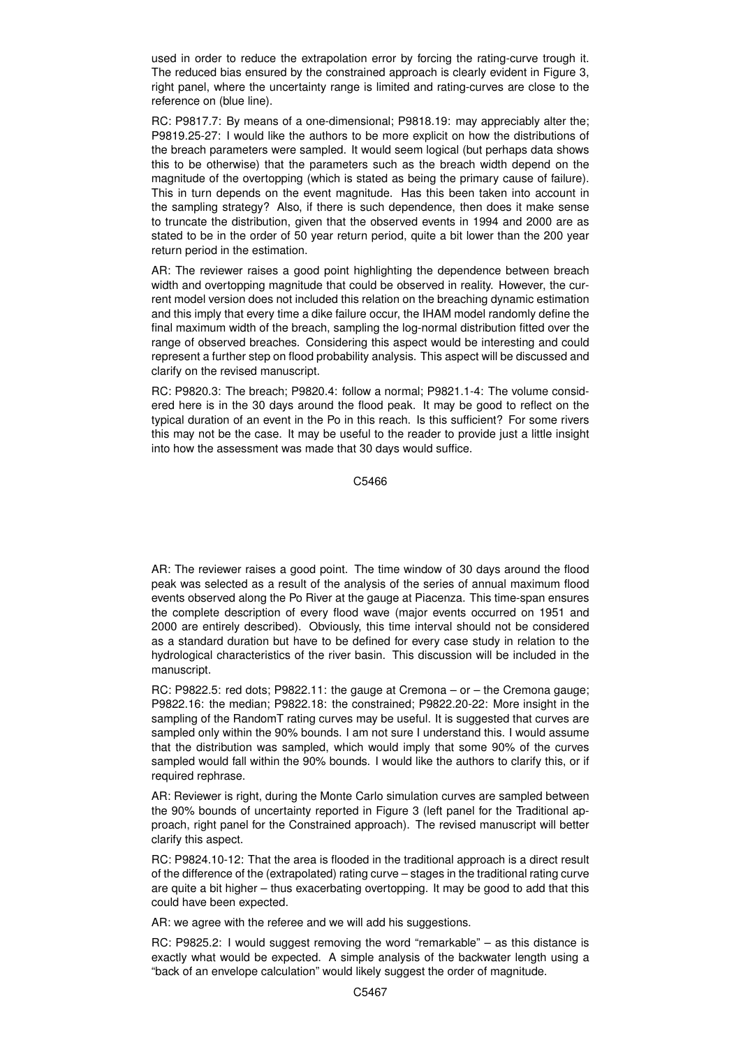used in order to reduce the extrapolation error by forcing the rating-curve trough it. The reduced bias ensured by the constrained approach is clearly evident in Figure 3, right panel, where the uncertainty range is limited and rating-curves are close to the reference on (blue line).

RC: P9817.7: By means of a one-dimensional; P9818.19: may appreciably alter the; P9819.25-27: I would like the authors to be more explicit on how the distributions of the breach parameters were sampled. It would seem logical (but perhaps data shows this to be otherwise) that the parameters such as the breach width depend on the magnitude of the overtopping (which is stated as being the primary cause of failure). This in turn depends on the event magnitude. Has this been taken into account in the sampling strategy? Also, if there is such dependence, then does it make sense to truncate the distribution, given that the observed events in 1994 and 2000 are as stated to be in the order of 50 year return period, quite a bit lower than the 200 year return period in the estimation.

AR: The reviewer raises a good point highlighting the dependence between breach width and overtopping magnitude that could be observed in reality. However, the current model version does not included this relation on the breaching dynamic estimation and this imply that every time a dike failure occur, the IHAM model randomly define the final maximum width of the breach, sampling the log-normal distribution fitted over the range of observed breaches. Considering this aspect would be interesting and could represent a further step on flood probability analysis. This aspect will be discussed and clarify on the revised manuscript.

RC: P9820.3: The breach; P9820.4: follow a normal; P9821.1-4: The volume considered here is in the 30 days around the flood peak. It may be good to reflect on the typical duration of an event in the Po in this reach. Is this sufficient? For some rivers this may not be the case. It may be useful to the reader to provide just a little insight into how the assessment was made that 30 days would suffice.

AR: The reviewer raises a good point. The time window of 30 days around the flood peak was selected as a result of the analysis of the series of annual maximum flood events observed along the Po River at the gauge at Piacenza. This time-span ensures the complete description of every flood wave (major events occurred on 1951 and 2000 are entirely described). Obviously, this time interval should not be considered as a standard duration but have to be defined for every case study in relation to the hydrological characteristics of the river basin. This discussion will be included in the manuscript.

RC: P9822.5: red dots; P9822.11: the gauge at Cremona – or – the Cremona gauge; P9822.16: the median; P9822.18: the constrained; P9822.20-22: More insight in the sampling of the RandomT rating curves may be useful. It is suggested that curves are sampled only within the 90% bounds. I am not sure I understand this. I would assume that the distribution was sampled, which would imply that some 90% of the curves sampled would fall within the 90% bounds. I would like the authors to clarify this, or if required rephrase.

AR: Reviewer is right, during the Monte Carlo simulation curves are sampled between the 90% bounds of uncertainty reported in Figure 3 (left panel for the Traditional approach, right panel for the Constrained approach). The revised manuscript will better clarify this aspect.

RC: P9824.10-12: That the area is flooded in the traditional approach is a direct result of the difference of the (extrapolated) rating curve – stages in the traditional rating curve are quite a bit higher – thus exacerbating overtopping. It may be good to add that this could have been expected.

AR: we agree with the referee and we will add his suggestions.

RC: P9825.2: I would suggest removing the word "remarkable" – as this distance is exactly what would be expected. A simple analysis of the backwater length using a "back of an envelope calculation" would likely suggest the order of magnitude.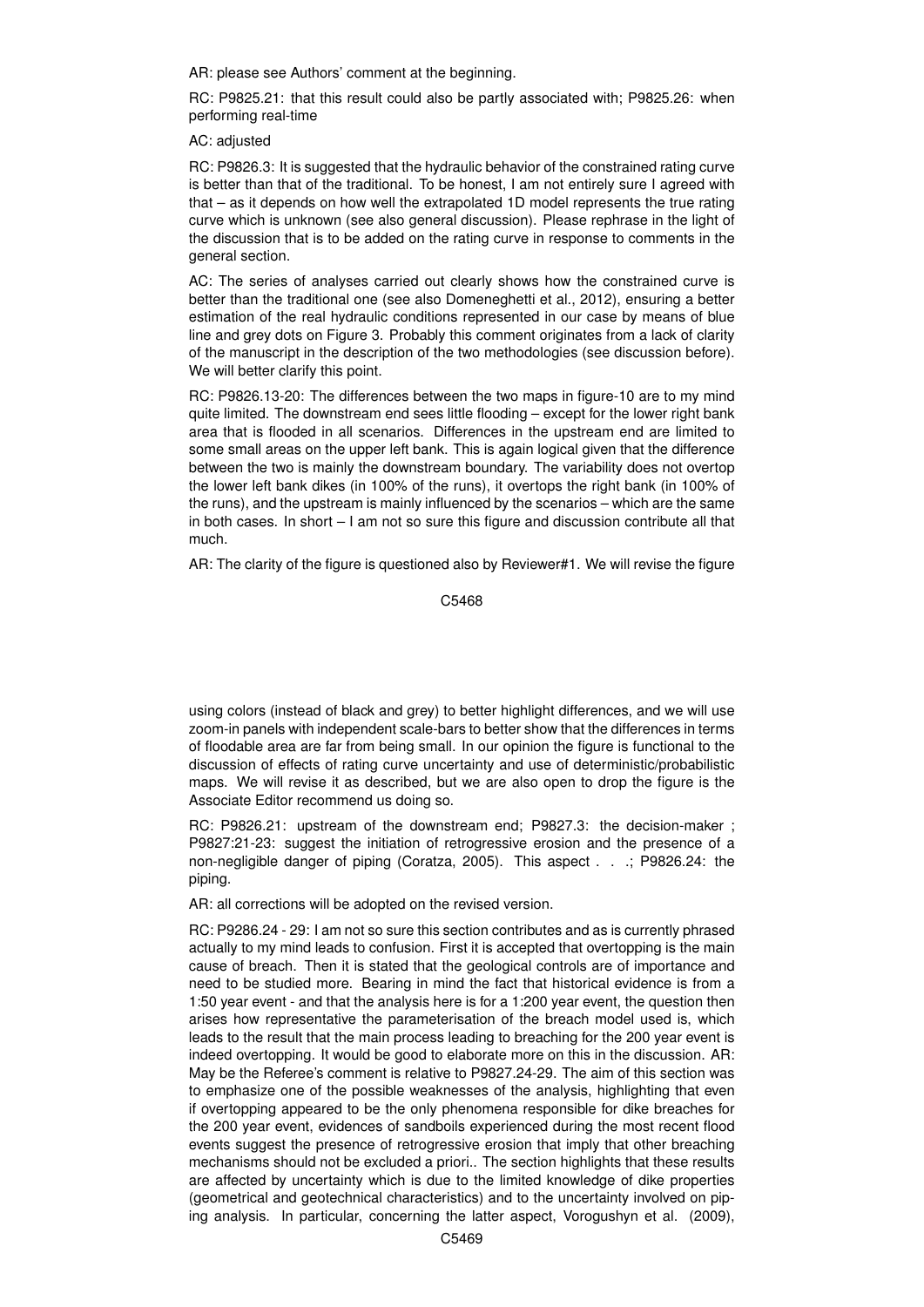AR: please see Authors' comment at the beginning.

RC: P9825.21: that this result could also be partly associated with; P9825.26: when performing real-time

AC: adjusted

RC: P9826.3: It is suggested that the hydraulic behavior of the constrained rating curve is better than that of the traditional. To be honest, I am not entirely sure I agreed with that – as it depends on how well the extrapolated 1D model represents the true rating curve which is unknown (see also general discussion). Please rephrase in the light of the discussion that is to be added on the rating curve in response to comments in the general section.

AC: The series of analyses carried out clearly shows how the constrained curve is better than the traditional one (see also Domeneghetti et al., 2012), ensuring a better estimation of the real hydraulic conditions represented in our case by means of blue line and grey dots on Figure 3. Probably this comment originates from a lack of clarity of the manuscript in the description of the two methodologies (see discussion before). We will better clarify this point.

RC: P9826.13-20: The differences between the two maps in figure-10 are to my mind quite limited. The downstream end sees little flooding – except for the lower right bank area that is flooded in all scenarios. Differences in the upstream end are limited to some small areas on the upper left bank. This is again logical given that the difference between the two is mainly the downstream boundary. The variability does not overtop the lower left bank dikes (in 100% of the runs), it overtops the right bank (in 100% of the runs), and the upstream is mainly influenced by the scenarios – which are the same in both cases. In short – I am not so sure this figure and discussion contribute all that much.

AR: The clarity of the figure is questioned also by Reviewer#1. We will revise the figure using colors (instead of black and grey) to better highlight differences, and we will use zoom-in panels with independent scale-bars to better show that the differences in terms of floodable area are far from being small. In our opinion the figure is functional to the discussion of effects of rating curve uncertainty and use of deterministic/probabilistic maps. We will revise it as described, but we are also open to drop the figure is the Associate Editor recommend us doing so.

RC: P9826.21: upstream of the downstream end; P9827.3: the decision-maker ; P9827:21-23: suggest the initiation of retrogressive erosion and the presence of a non-negligible danger of piping (Coratza, 2005). This aspect . . .; P9826.24: the piping.

AR: all corrections will be adopted on the revised version.

RC: P9286.24 - 29: I am not so sure this section contributes and as is currently phrased actually to my mind leads to confusion. First it is accepted that overtopping is the main cause of breach. Then it is stated that the geological controls are of importance and need to be studied more. Bearing in mind the fact that historical evidence is from a 1:50 year event - and that the analysis here is for a 1:200 year event, the question then arises how representative the parameterisation of the breach model used is, which leads to the result that the main process leading to breaching for the 200 year event is indeed overtopping. It would be good to elaborate more on this in the discussion. AR: May be the Referee's comment is relative to P9827.24-29. The aim of this section was to emphasize one of the possible weaknesses of the analysis, highlighting that even if overtopping appeared to be the only phenomena responsible for dike breaches for the 200 year event, evidences of sandboils experienced during the most recent flood events suggest the presence of retrogressive erosion that imply that other breaching mechanisms should not be excluded a priori.. The section highlights that these results are affected by uncertainty which is due to the limited knowledge of dike properties (geometrical and geotechnical characteristics) and to the uncertainty involved on piping analysis. In particular, concerning the latter aspect, Vorogushyn et al. (2009),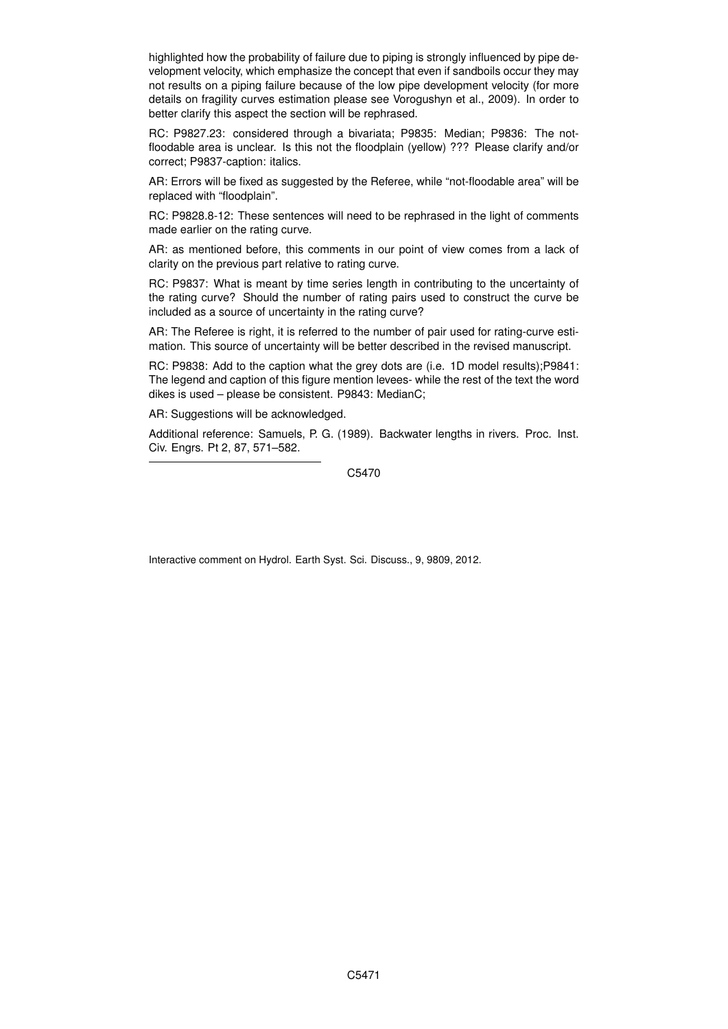highlighted how the probability of failure due to piping is strongly influenced by pipe development velocity, which emphasize the concept that even if sandboils occur they may not results on a piping failure because of the low pipe development velocity (for more details on fragility curves estimation please see Vorogushyn et al., 2009). In order to better clarify this aspect the section will be rephrased.

RC: P9827.23: considered through a bivariata; P9835: Median; P9836: The not-floodable area is unclear. Is this not the floodplain (yellow) ??? Please clarify and/or correct; P9837-caption: italics.

AR: Errors will be fixed as suggested by the Referee, while "not-floodable area" will be replaced with "floodplain".

RC: P9828.8-12: These sentences will need to be rephrased in the light of comments made earlier on the rating curve.

AR: as mentioned before, this comments in our point of view comes from a lack of clarity on the previous part relative to rating curve.

RC: P9837: What is meant by time series length in contributing to the uncertainty of the rating curve? Should the number of rating pairs used to construct the curve be included as a source of uncertainty in the rating curve?

AR: The Referee is right, it is referred to the number of pair used for rating-curve estimation. This source of uncertainty will be better described in the revised manuscript.

RC: P9838: Add to the caption what the grey dots are (i.e. 1D model results);P9841: The legend and caption of this figure mention levees- while the rest of the text the word dikes is used – please be consistent. P9843: MedianC;

AR: Suggestions will be acknowledged.

Additional reference: Samuels, P. G. (1989). Backwater lengths in rivers. Proc. Inst. Civ. Engrs. Pt 2, 87, 571–582.

---

Interactive comment on Hydrol. Earth Syst. Sci. Discuss., 9, 9809, 2012.